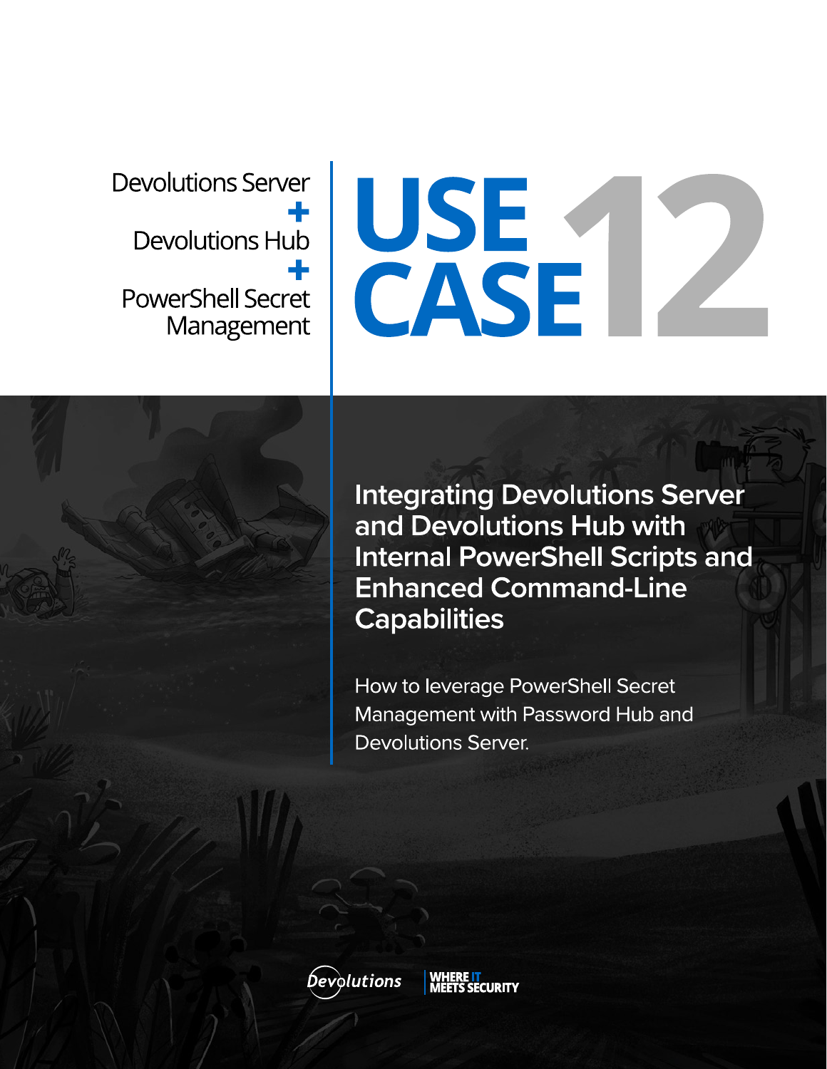Devolutions Server
+
Devolutions Hub
+
PowerShell Secret Management

# USE CASE 12

## Integrating Devolutions Server and Devolutions Hub with Internal PowerShell Scripts and Enhanced Command-Line Capabilities

How to leverage PowerShell Secret Management with Password Hub and Devolutions Server.

Devolutions | WHERE IT MEETS SECURITY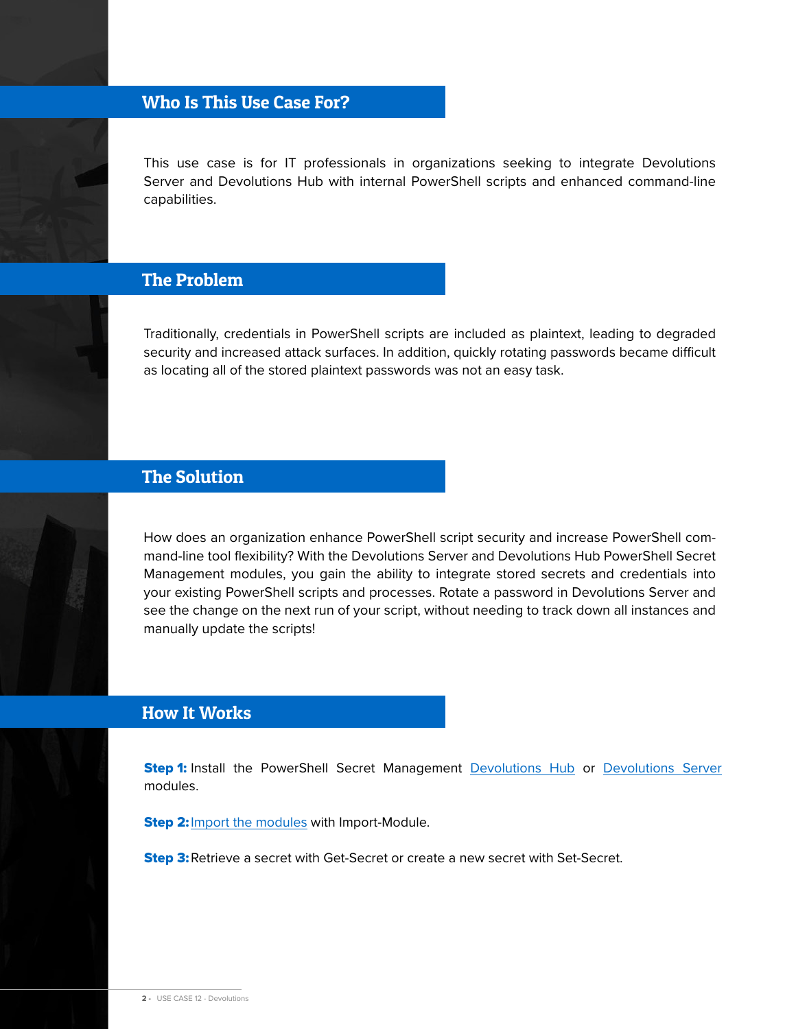## Who Is This Use Case For?

This use case is for IT professionals in organizations seeking to integrate Devolutions Server and Devolutions Hub with internal PowerShell scripts and enhanced command-line capabilities.

## The Problem

Traditionally, credentials in PowerShell scripts are included as plaintext, leading to degraded security and increased attack surfaces. In addition, quickly rotating passwords became difficult as locating all of the stored plaintext passwords was not an easy task.

## The Solution

How does an organization enhance PowerShell script security and increase PowerShell command-line tool flexibility? With the Devolutions Server and Devolutions Hub PowerShell Secret Management modules, you gain the ability to integrate stored secrets and credentials into your existing PowerShell scripts and processes. Rotate a password in Devolutions Server and see the change on the next run of your script, without needing to track down all instances and manually update the scripts!

## How It Works

**Step 1:** Install the PowerShell Secret Management Devolutions Hub or Devolutions Server modules.

**Step 2:** Import the modules with Import-Module.

**Step 3:** Retrieve a secret with Get-Secret or create a new secret with Set-Secret.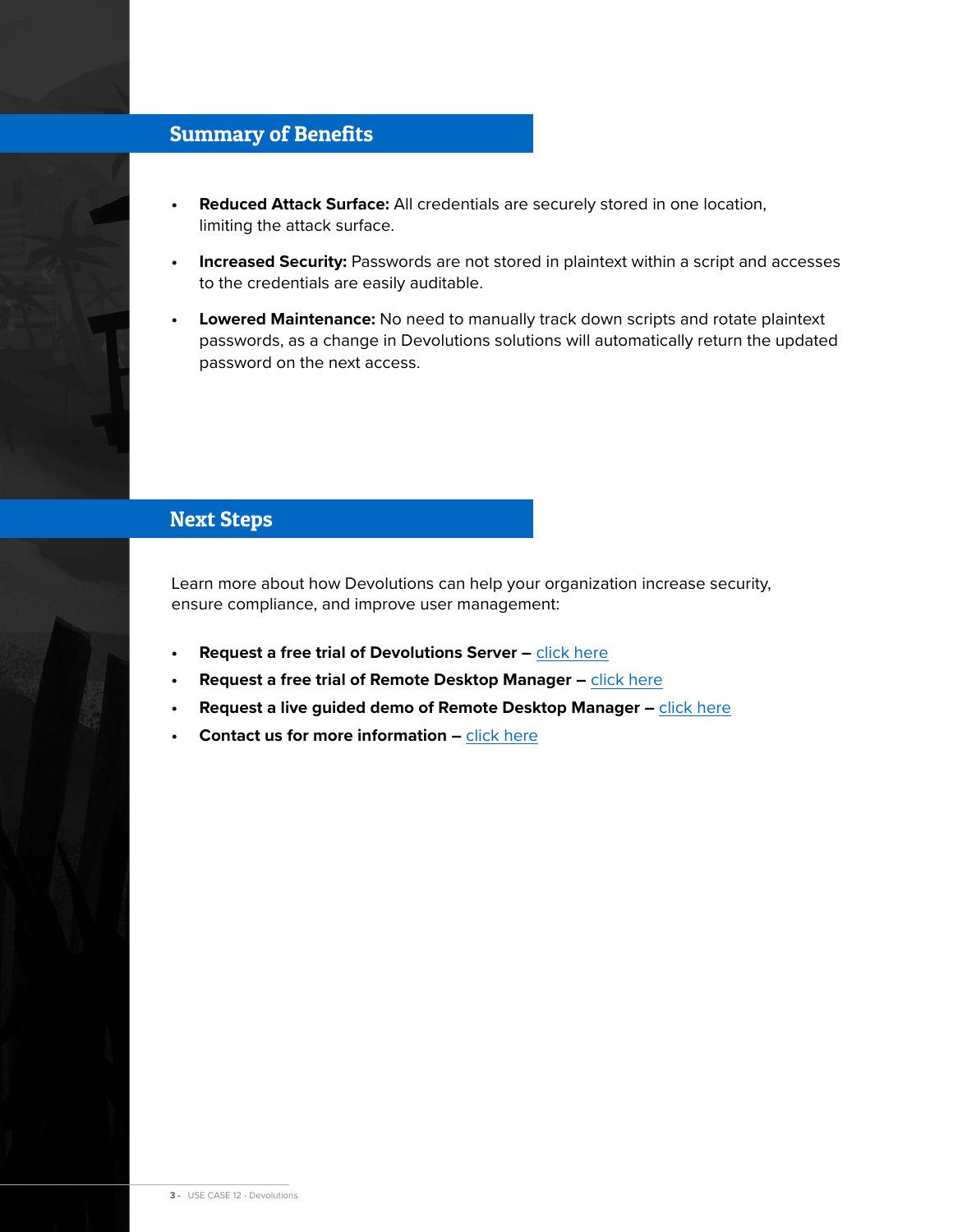## Summary of Benefits

- **Reduced Attack Surface:** All credentials are securely stored in one location, limiting the attack surface.
- **Increased Security:** Passwords are not stored in plaintext within a script and accesses to the credentials are easily auditable.
- **Lowered Maintenance:** No need to manually track down scripts and rotate plaintext passwords, as a change in Devolutions solutions will automatically return the updated password on the next access.

## Next Steps

Learn more about how Devolutions can help your organization increase security, ensure compliance, and improve user management:

- **Request a free trial of Devolutions Server –** click here
- **Request a free trial of Remote Desktop Manager –** click here
- **Request a live guided demo of Remote Desktop Manager –** click here
- **Contact us for more information –** click here